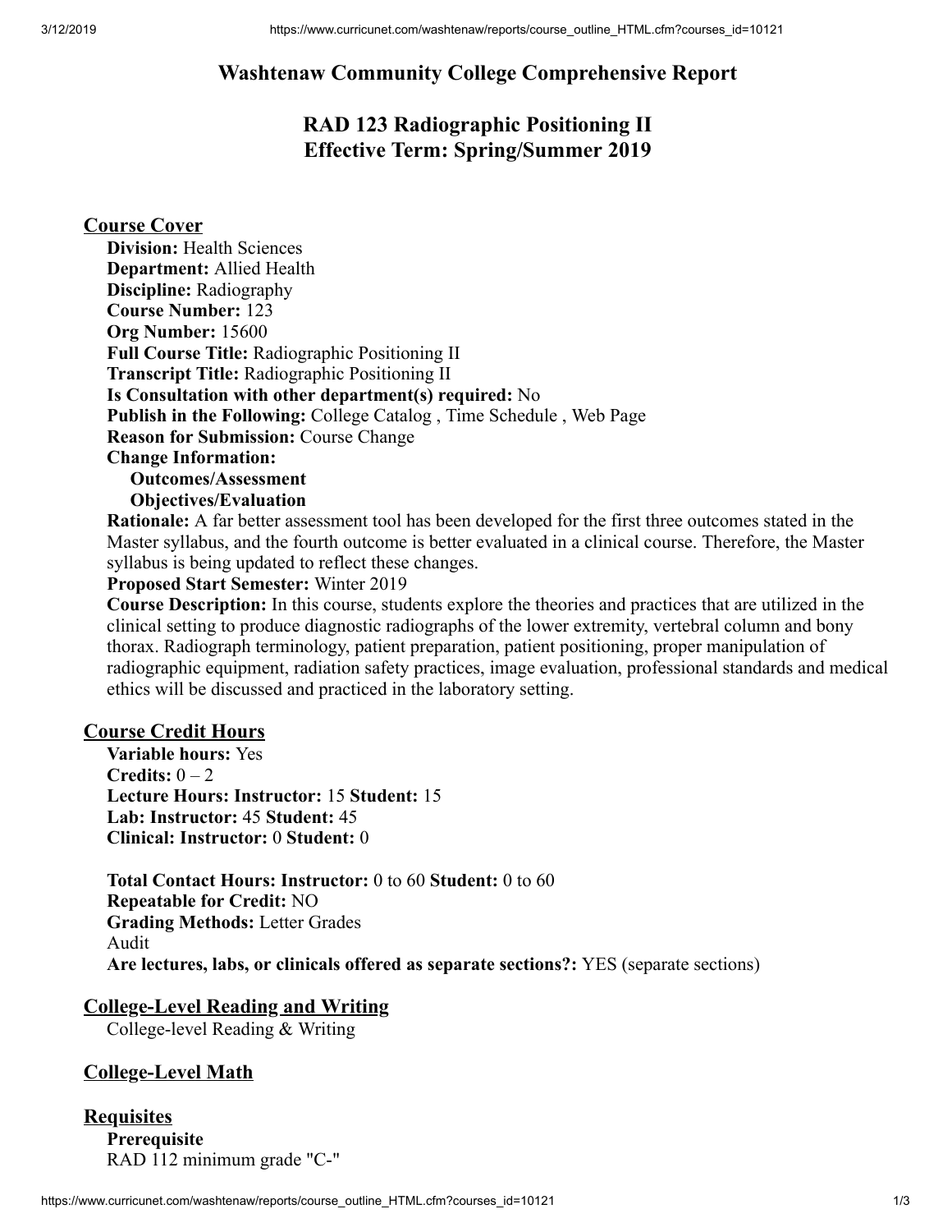# Washtenaw Community College Comprehensive Report

## RAD 123 Radiographic Positioning II
## Effective Term: Spring/Summer 2019

### Course Cover

**Division:** Health Sciences
**Department:** Allied Health
**Discipline:** Radiography
**Course Number:** 123
**Org Number:** 15600
**Full Course Title:** Radiographic Positioning II
**Transcript Title:** Radiographic Positioning II
**Is Consultation with other department(s) required:** No
**Publish in the Following:** College Catalog , Time Schedule , Web Page
**Reason for Submission:** Course Change
**Change Information:**
- **Outcomes/Assessment**
- **Objectives/Evaluation**

**Rationale:** A far better assessment tool has been developed for the first three outcomes stated in the Master syllabus, and the fourth outcome is better evaluated in a clinical course. Therefore, the Master syllabus is being updated to reflect these changes.
**Proposed Start Semester:** Winter 2019
**Course Description:** In this course, students explore the theories and practices that are utilized in the clinical setting to produce diagnostic radiographs of the lower extremity, vertebral column and bony thorax. Radiograph terminology, patient preparation, patient positioning, proper manipulation of radiographic equipment, radiation safety practices, image evaluation, professional standards and medical ethics will be discussed and practiced in the laboratory setting.

### Course Credit Hours

**Variable hours:** Yes
**Credits:** 0 – 2
**Lecture Hours: Instructor:** 15 **Student:** 15
**Lab: Instructor:** 45 **Student:** 45
**Clinical: Instructor:** 0 **Student:** 0

**Total Contact Hours: Instructor:** 0 to 60 **Student:** 0 to 60
**Repeatable for Credit:** NO
**Grading Methods:** Letter Grades
Audit
**Are lectures, labs, or clinicals offered as separate sections?:** YES (separate sections)

### College-Level Reading and Writing

College-level Reading & Writing

### College-Level Math

### Requisites

**Prerequisite**
RAD 112 minimum grade "C-"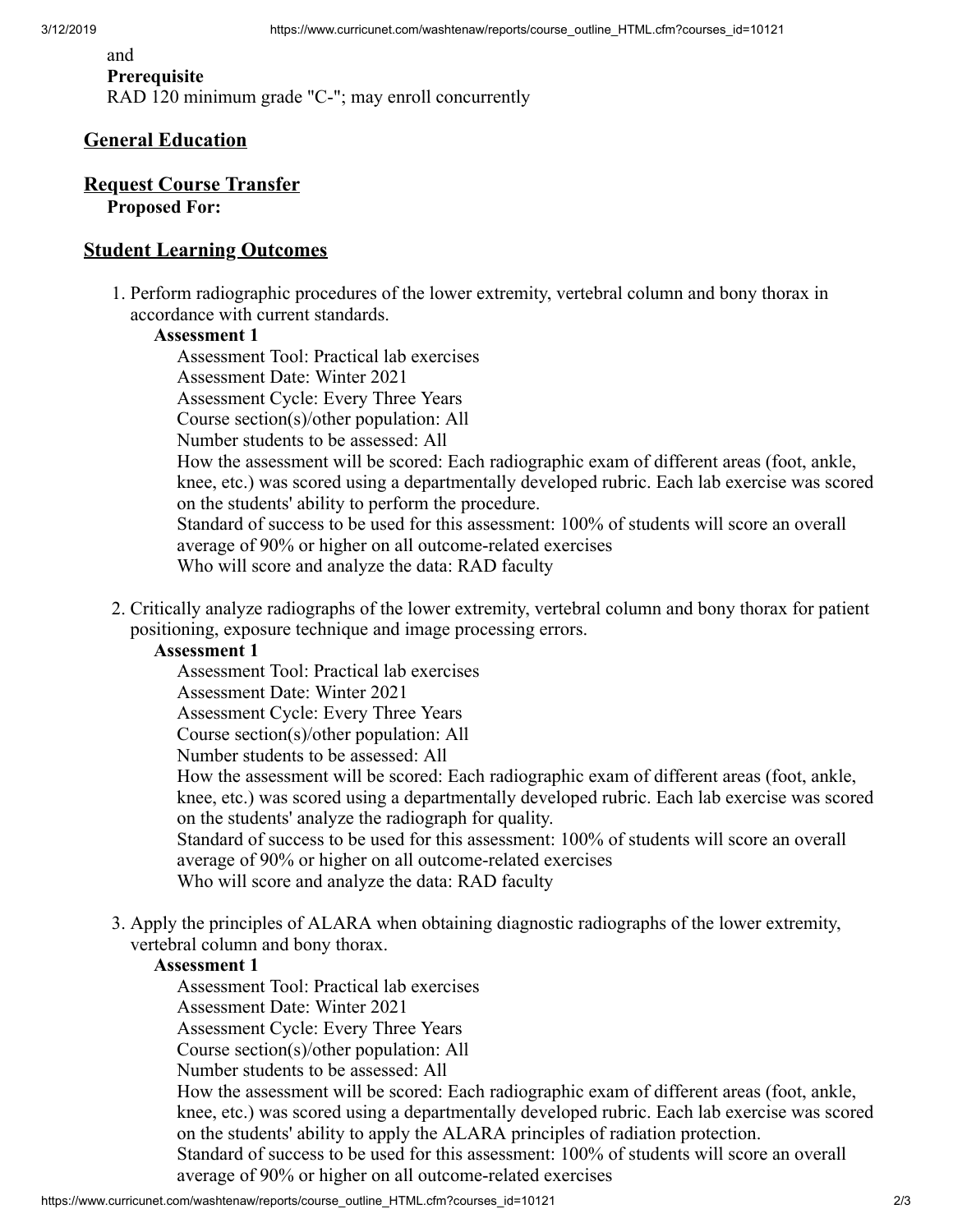and

**Prerequisite**

RAD 120 minimum grade "C-"; may enroll concurrently

## General Education

## Request Course Transfer

**Proposed For:**

## Student Learning Outcomes

1. Perform radiographic procedures of the lower extremity, vertebral column and bony thorax in accordance with current standards.

   **Assessment 1**

   Assessment Tool: Practical lab exercises
   Assessment Date: Winter 2021
   Assessment Cycle: Every Three Years
   Course section(s)/other population: All
   Number students to be assessed: All
   How the assessment will be scored: Each radiographic exam of different areas (foot, ankle, knee, etc.) was scored using a departmentally developed rubric. Each lab exercise was scored on the students' ability to perform the procedure.
   Standard of success to be used for this assessment: 100% of students will score an overall average of 90% or higher on all outcome-related exercises
   Who will score and analyze the data: RAD faculty

2. Critically analyze radiographs of the lower extremity, vertebral column and bony thorax for patient positioning, exposure technique and image processing errors.

   **Assessment 1**

   Assessment Tool: Practical lab exercises
   Assessment Date: Winter 2021
   Assessment Cycle: Every Three Years
   Course section(s)/other population: All
   Number students to be assessed: All
   How the assessment will be scored: Each radiographic exam of different areas (foot, ankle, knee, etc.) was scored using a departmentally developed rubric. Each lab exercise was scored on the students' analyze the radiograph for quality.
   Standard of success to be used for this assessment: 100% of students will score an overall average of 90% or higher on all outcome-related exercises
   Who will score and analyze the data: RAD faculty

3. Apply the principles of ALARA when obtaining diagnostic radiographs of the lower extremity, vertebral column and bony thorax.

   **Assessment 1**

   Assessment Tool: Practical lab exercises
   Assessment Date: Winter 2021
   Assessment Cycle: Every Three Years
   Course section(s)/other population: All
   Number students to be assessed: All
   How the assessment will be scored: Each radiographic exam of different areas (foot, ankle, knee, etc.) was scored using a departmentally developed rubric. Each lab exercise was scored on the students' ability to apply the ALARA principles of radiation protection.
   Standard of success to be used for this assessment: 100% of students will score an overall average of 90% or higher on all outcome-related exercises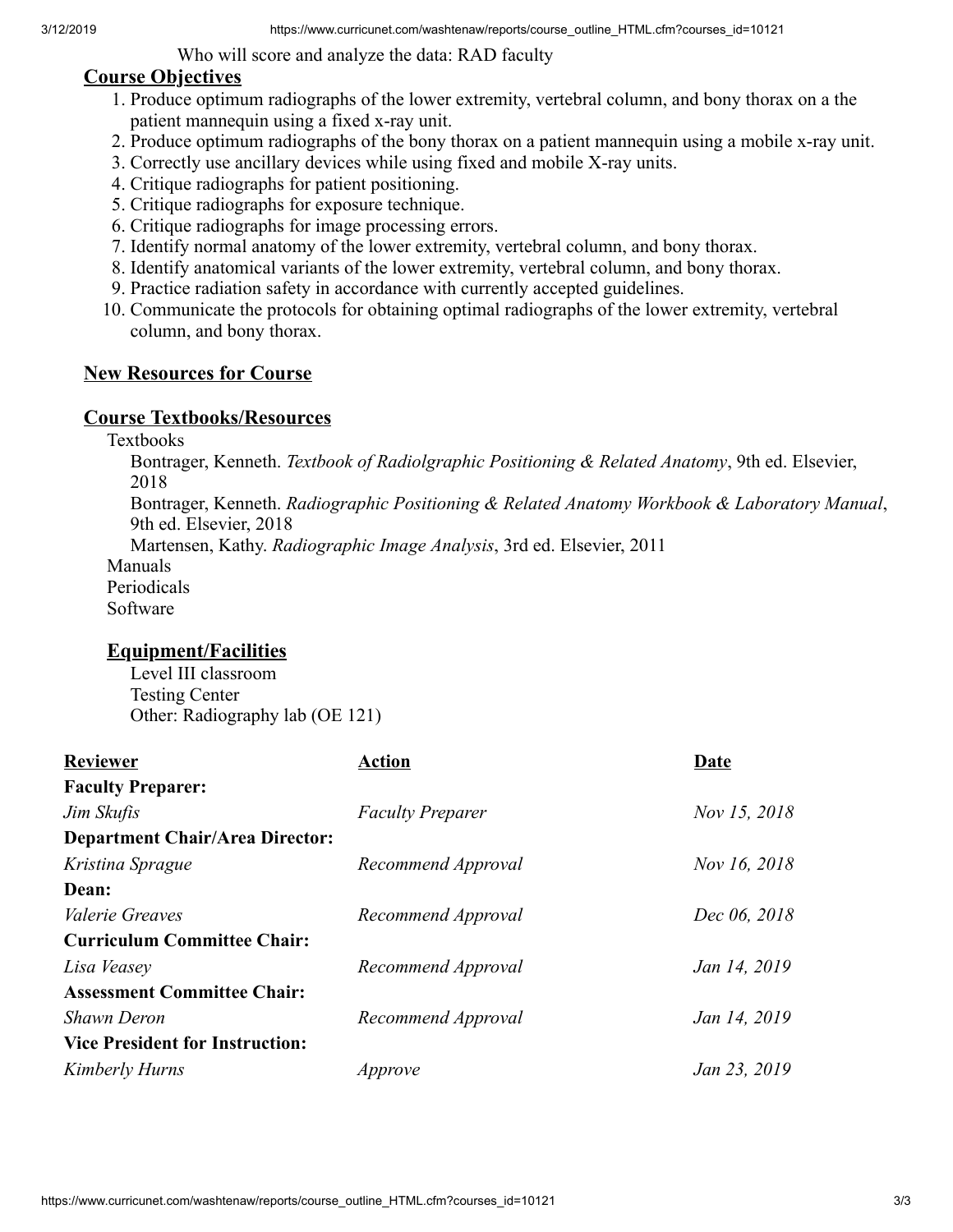Who will score and analyze the data: RAD faculty

## Course Objectives

1. Produce optimum radiographs of the lower extremity, vertebral column, and bony thorax on a the patient mannequin using a fixed x-ray unit.
2. Produce optimum radiographs of the bony thorax on a patient mannequin using a mobile x-ray unit.
3. Correctly use ancillary devices while using fixed and mobile X-ray units.
4. Critique radiographs for patient positioning.
5. Critique radiographs for exposure technique.
6. Critique radiographs for image processing errors.
7. Identify normal anatomy of the lower extremity, vertebral column, and bony thorax.
8. Identify anatomical variants of the lower extremity, vertebral column, and bony thorax.
9. Practice radiation safety in accordance with currently accepted guidelines.
10. Communicate the protocols for obtaining optimal radiographs of the lower extremity, vertebral column, and bony thorax.

## New Resources for Course

## Course Textbooks/Resources

Textbooks

Bontrager, Kenneth. *Textbook of Radiolgraphic Positioning & Related Anatomy*, 9th ed. Elsevier, 2018

Bontrager, Kenneth. *Radiographic Positioning & Related Anatomy Workbook & Laboratory Manual*, 9th ed. Elsevier, 2018

Martensen, Kathy. *Radiographic Image Analysis*, 3rd ed. Elsevier, 2011

Manuals

Periodicals

Software

### Equipment/Facilities

Level III classroom

Testing Center

Other: Radiography lab (OE 121)

| Reviewer | Action | Date |
|---|---|---|
| **Faculty Preparer:** | | |
| *Jim Skufis* | *Faculty Preparer* | *Nov 15, 2018* |
| **Department Chair/Area Director:** | | |
| *Kristina Sprague* | *Recommend Approval* | *Nov 16, 2018* |
| **Dean:** | | |
| *Valerie Greaves* | *Recommend Approval* | *Dec 06, 2018* |
| **Curriculum Committee Chair:** | | |
| *Lisa Veasey* | *Recommend Approval* | *Jan 14, 2019* |
| **Assessment Committee Chair:** | | |
| *Shawn Deron* | *Recommend Approval* | *Jan 14, 2019* |
| **Vice President for Instruction:** | | |
| *Kimberly Hurns* | *Approve* | *Jan 23, 2019* |